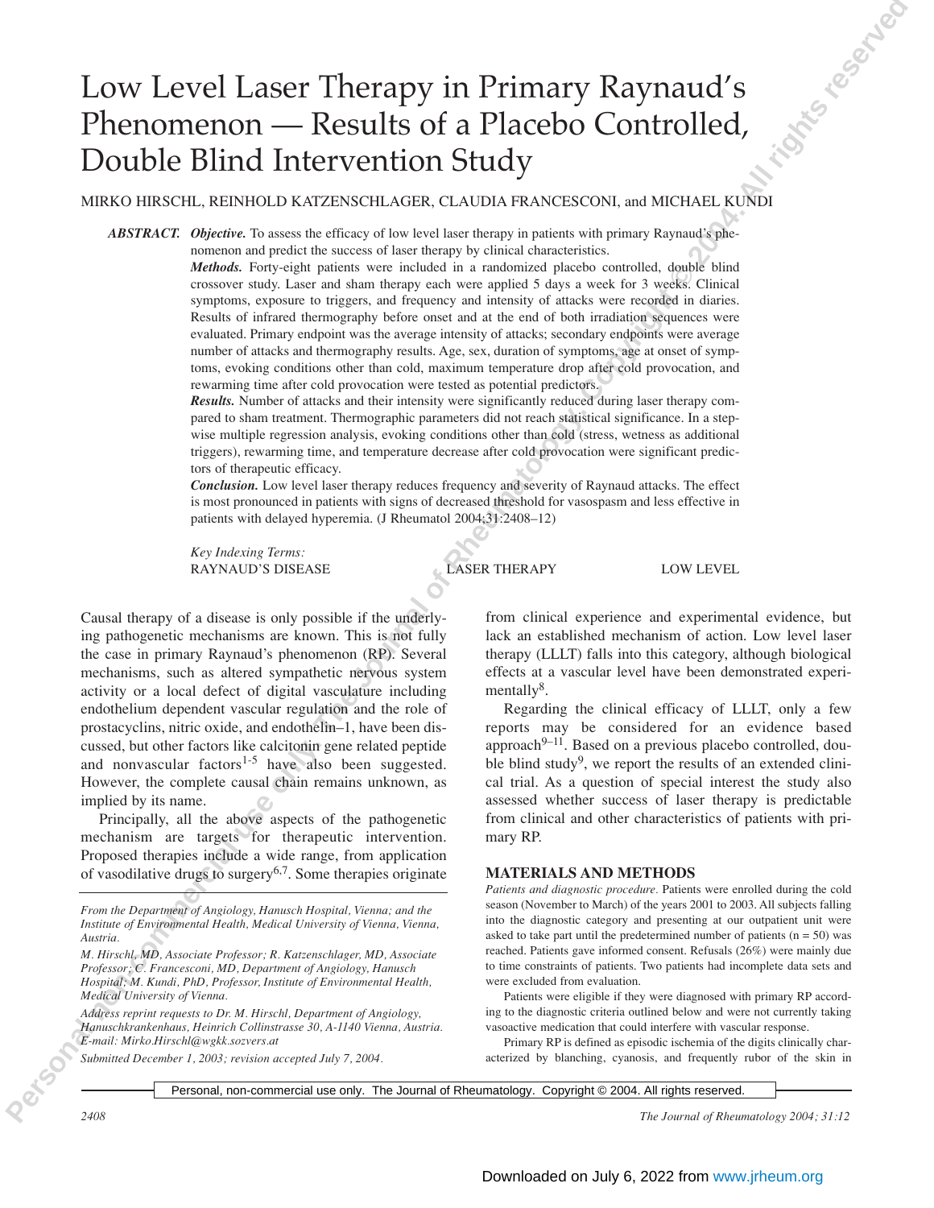# Low Level Laser Therapy in Primary Raynaud's Phenomenon — Results of a Placebo Controlled, Double Blind Intervention Study

MIRKO HIRSCHL, REINHOLD KATZENSCHLAGER, CLAUDIA FRANCESCONI, and MICHAEL KUNDI

***ABSTRACT.*** ***Objective.*** To assess the efficacy of low level laser therapy in patients with primary Raynaud's phenomenon and predict the success of laser therapy by clinical characteristics.

***Methods.*** Forty-eight patients were included in a randomized placebo controlled, double blind crossover study. Laser and sham therapy each were applied 5 days a week for 3 weeks. Clinical symptoms, exposure to triggers, and frequency and intensity of attacks were recorded in diaries. Results of infrared thermography before onset and at the end of both irradiation sequences were evaluated. Primary endpoint was the average intensity of attacks; secondary endpoints were average number of attacks and thermography results. Age, sex, duration of symptoms, age at onset of symptoms, evoking conditions other than cold, maximum temperature drop after cold provocation, and rewarming time after cold provocation were tested as potential predictors.

***Results.*** Number of attacks and their intensity were significantly reduced during laser therapy compared to sham treatment. Thermographic parameters did not reach statistical significance. In a stepwise multiple regression analysis, evoking conditions other than cold (stress, wetness as additional triggers), rewarming time, and temperature decrease after cold provocation were significant predictors of therapeutic efficacy.

***Conclusion.*** Low level laser therapy reduces frequency and severity of Raynaud attacks. The effect is most pronounced in patients with signs of decreased threshold for vasospasm and less effective in patients with delayed hyperemia. (J Rheumatol 2004;31:2408–12)

*Key Indexing Terms:*
RAYNAUD'S DISEASE LASER THERAPY LOW LEVEL

Causal therapy of a disease is only possible if the underlying pathogenetic mechanisms are known. This is not fully the case in primary Raynaud's phenomenon (RP). Several mechanisms, such as altered sympathetic nervous system activity or a local defect of digital vasculature including endothelium dependent vascular regulation and the role of prostacyclins, nitric oxide, and endothelin–1, have been discussed, but other factors like calcitonin gene related peptide and nonvascular factors[1-5] have also been suggested. However, the complete causal chain remains unknown, as implied by its name.

Principally, all the above aspects of the pathogenetic mechanism are targets for therapeutic intervention. Proposed therapies include a wide range, from application of vasodilative drugs to surgery[6,7]. Some therapies originate from clinical experience and experimental evidence, but lack an established mechanism of action. Low level laser therapy (LLLT) falls into this category, although biological effects at a vascular level have been demonstrated experimentally[8].

Regarding the clinical efficacy of LLLT, only a few reports may be considered for an evidence based approach[9–11]. Based on a previous placebo controlled, double blind study[9], we report the results of an extended clinical trial. As a question of special interest the study also assessed whether success of laser therapy is predictable from clinical and other characteristics of patients with primary RP.

*From the Department of Angiology, Hanusch Hospital, Vienna; and the Institute of Environmental Health, Medical University of Vienna, Vienna, Austria.*

*M. Hirschl, MD, Associate Professor; R. Katzenschlager, MD, Associate Professor; C. Francesconi, MD, Department of Angiology, Hanusch Hospital; M. Kundi, PhD, Professor, Institute of Environmental Health, Medical University of Vienna.*

*Address reprint requests to Dr. M. Hirschl, Department of Angiology, Hanuschkrankenhaus, Heinrich Collinstrasse 30, A-1140 Vienna, Austria. E-mail: Mirko.Hirschl@wgkk.sozvers.at*

*Submitted December 1, 2003; revision accepted July 7, 2004.*

## MATERIALS AND METHODS

*Patients and diagnostic procedure.* Patients were enrolled during the cold season (November to March) of the years 2001 to 2003. All subjects falling into the diagnostic category and presenting at our outpatient unit were asked to take part until the predetermined number of patients (n = 50) was reached. Patients gave informed consent. Refusals (26%) were mainly due to time constraints of patients. Two patients had incomplete data sets and were excluded from evaluation.

Patients were eligible if they were diagnosed with primary RP according to the diagnostic criteria outlined below and were not currently taking vasoactive medication that could interfere with vascular response.

Primary RP is defined as episodic ischemia of the digits clinically characterized by blanching, cyanosis, and frequently rubor of the skin in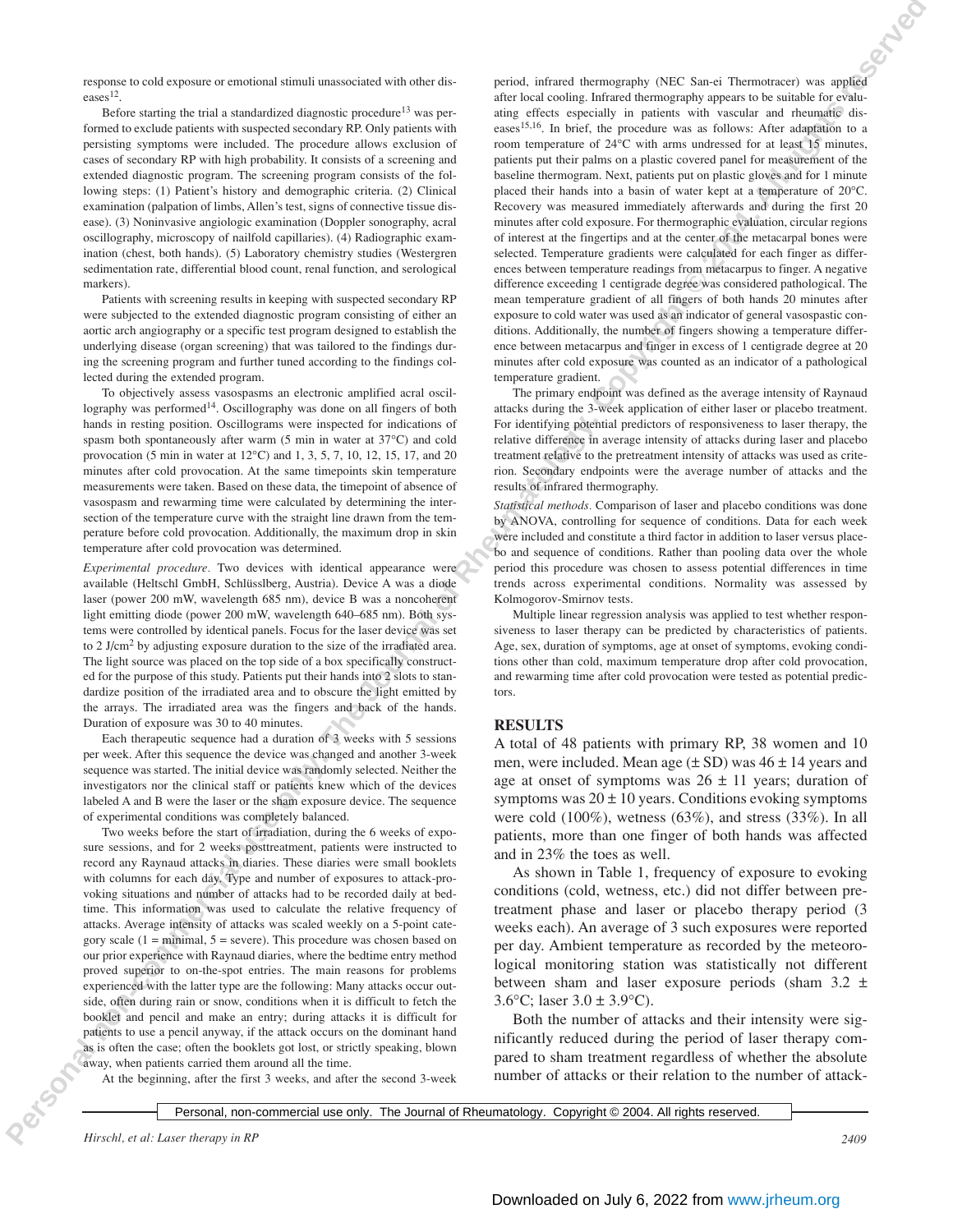response to cold exposure or emotional stimuli unassociated with other diseases[12].

Before starting the trial a standardized diagnostic procedure[13] was performed to exclude patients with suspected secondary RP. Only patients with persisting symptoms were included. The procedure allows exclusion of cases of secondary RP with high probability. It consists of a screening and extended diagnostic program. The screening program consists of the following steps: (1) Patient's history and demographic criteria. (2) Clinical examination (palpation of limbs, Allen's test, signs of connective tissue disease). (3) Noninvasive angiologic examination (Doppler sonography, acral oscillography, microscopy of nailfold capillaries). (4) Radiographic examination (chest, both hands). (5) Laboratory chemistry studies (Westergren sedimentation rate, differential blood count, renal function, and serological markers).

Patients with screening results in keeping with suspected secondary RP were subjected to the extended diagnostic program consisting of either an aortic arch angiography or a specific test program designed to establish the underlying disease (organ screening) that was tailored to the findings during the screening program and further tuned according to the findings collected during the extended program.

To objectively assess vasospasms an electronic amplified acral oscillography was performed[14]. Oscillography was done on all fingers of both hands in resting position. Oscillograms were inspected for indications of spasm both spontaneously after warm (5 min in water at 37°C) and cold provocation (5 min in water at 12°C) and 1, 3, 5, 7, 10, 12, 15, 17, and 20 minutes after cold provocation. At the same timepoints skin temperature measurements were taken. Based on these data, the timepoint of absence of vasospasm and rewarming time were calculated by determining the intersection of the temperature curve with the straight line drawn from the temperature before cold provocation. Additionally, the maximum drop in skin temperature after cold provocation was determined.

*Experimental procedure.* Two devices with identical appearance were available (Heltschl GmbH, Schlüsslberg, Austria). Device A was a diode laser (power 200 mW, wavelength 685 nm), device B was a noncoherent light emitting diode (power 200 mW, wavelength 640–685 nm). Both systems were controlled by identical panels. Focus for the laser device was set to 2 J/cm$^2$ by adjusting exposure duration to the size of the irradiated area. The light source was placed on the top side of a box specifically constructed for the purpose of this study. Patients put their hands into 2 slots to standardize position of the irradiated area and to obscure the light emitted by the arrays. The irradiated area was the fingers and back of the hands. Duration of exposure was 30 to 40 minutes.

Each therapeutic sequence had a duration of 3 weeks with 5 sessions per week. After this sequence the device was changed and another 3-week sequence was started. The initial device was randomly selected. Neither the investigators nor the clinical staff or patients knew which of the devices labeled A and B were the laser or the sham exposure device. The sequence of experimental conditions was completely balanced.

Two weeks before the start of irradiation, during the 6 weeks of exposure sessions, and for 2 weeks posttreatment, patients were instructed to record any Raynaud attacks in diaries. These diaries were small booklets with columns for each day. Type and number of exposures to attack-provoking situations and number of attacks had to be recorded daily at bedtime. This information was used to calculate the relative frequency of attacks. Average intensity of attacks was scaled weekly on a 5-point category scale (1 = minimal, 5 = severe). This procedure was chosen based on our prior experience with Raynaud diaries, where the bedtime entry method proved superior to on-the-spot entries. The main reasons for problems experienced with the latter type are the following: Many attacks occur outside, often during rain or snow, conditions when it is difficult to fetch the booklet and pencil and make an entry; during attacks it is difficult for patients to use a pencil anyway, if the attack occurs on the dominant hand as is often the case; often the booklets got lost, or strictly speaking, blown away, when patients carried them around all the time.

At the beginning, after the first 3 weeks, and after the second 3-week period, infrared thermography (NEC San-ei Thermotracer) was applied after local cooling. Infrared thermography appears to be suitable for evaluating effects especially in patients with vascular and rheumatic diseases[15,16]. In brief, the procedure was as follows: After adaptation to a room temperature of 24°C with arms undressed for at least 15 minutes, patients put their palms on a plastic covered panel for measurement of the baseline thermogram. Next, patients put on plastic gloves and for 1 minute placed their hands into a basin of water kept at a temperature of 20°C. Recovery was measured immediately afterwards and during the first 20 minutes after cold exposure. For thermographic evaluation, circular regions of interest at the fingertips and at the center of the metacarpal bones were selected. Temperature gradients were calculated for each finger as differences between temperature readings from metacarpus to finger. A negative difference exceeding 1 centigrade degree was considered pathological. The mean temperature gradient of all fingers of both hands 20 minutes after exposure to cold water was used as an indicator of general vasospastic conditions. Additionally, the number of fingers showing a temperature difference between metacarpus and finger in excess of 1 centigrade degree at 20 minutes after cold exposure was counted as an indicator of a pathological temperature gradient.

The primary endpoint was defined as the average intensity of Raynaud attacks during the 3-week application of either laser or placebo treatment. For identifying potential predictors of responsiveness to laser therapy, the relative difference in average intensity of attacks during laser and placebo treatment relative to the pretreatment intensity of attacks was used as criterion. Secondary endpoints were the average number of attacks and the results of infrared thermography.

*Statistical methods.* Comparison of laser and placebo conditions was done by ANOVA, controlling for sequence of conditions. Data for each week were included and constitute a third factor in addition to laser versus placebo and sequence of conditions. Rather than pooling data over the whole period this procedure was chosen to assess potential differences in time trends across experimental conditions. Normality was assessed by Kolmogorov-Smirnov tests.

Multiple linear regression analysis was applied to test whether responsiveness to laser therapy can be predicted by characteristics of patients. Age, sex, duration of symptoms, age at onset of symptoms, evoking conditions other than cold, maximum temperature drop after cold provocation, and rewarming time after cold provocation were tested as potential predictors.

## RESULTS

A total of 48 patients with primary RP, 38 women and 10 men, were included. Mean age (± SD) was 46 ± 14 years and age at onset of symptoms was 26 ± 11 years; duration of symptoms was 20 ± 10 years. Conditions evoking symptoms were cold (100%), wetness (63%), and stress (33%). In all patients, more than one finger of both hands was affected and in 23% the toes as well.

As shown in Table 1, frequency of exposure to evoking conditions (cold, wetness, etc.) did not differ between pretreatment phase and laser or placebo therapy period (3 weeks each). An average of 3 such exposures were reported per day. Ambient temperature as recorded by the meteorological monitoring station was statistically not different between sham and laser exposure periods (sham 3.2 ± 3.6°C; laser 3.0 ± 3.9°C).

Both the number of attacks and their intensity were significantly reduced during the period of laser therapy compared to sham treatment regardless of whether the absolute number of attacks or their relation to the number of attack-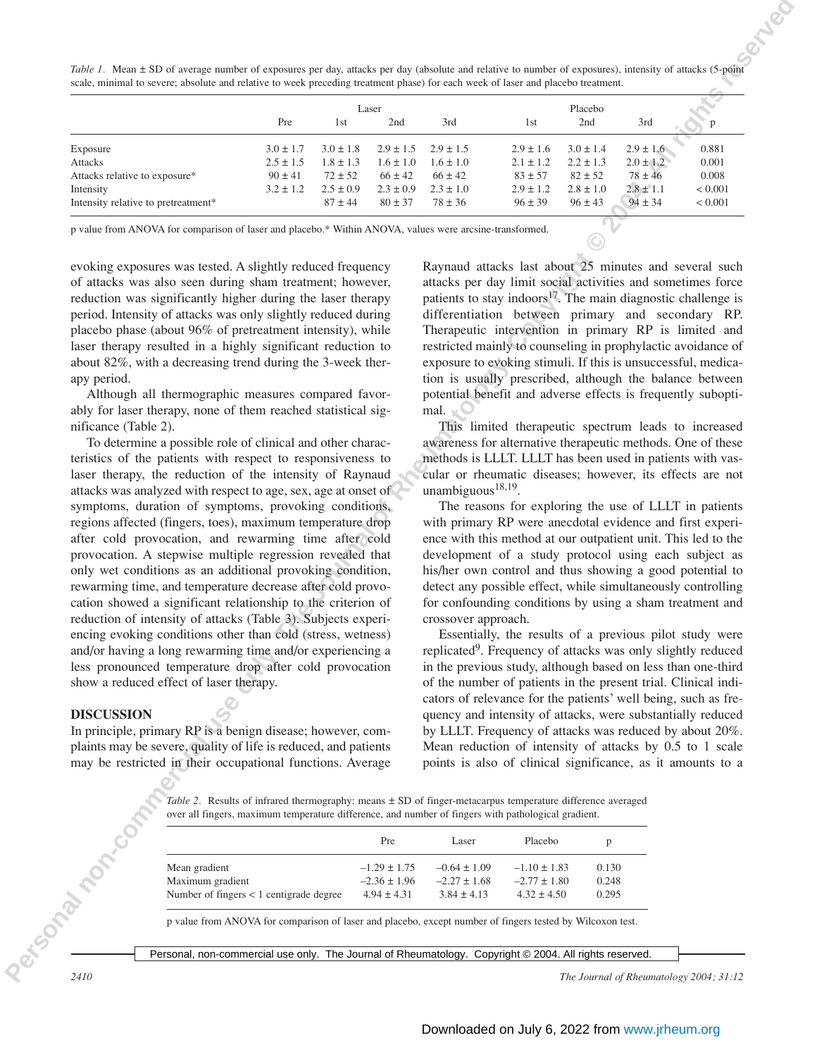*Table 1.* Mean ± SD of average number of exposures per day, attacks per day (absolute and relative to number of exposures), intensity of attacks (5-point scale, minimal to severe; absolute and relative to week preceding treatment phase) for each week of laser and placebo treatment.

| | Laser | | | | Placebo | | | |
|---|---|---|---|---|---|---|---|---|
| | Pre | 1st | 2nd | 3rd | 1st | 2nd | 3rd | p |
| Exposure | 3.0 ± 1.7 | 3.0 ± 1.8 | 2.9 ± 1.5 | 2.9 ± 1.5 | 2.9 ± 1.6 | 3.0 ± 1.4 | 2.9 ± 1.6 | 0.881 |
| Attacks | 2.5 ± 1.5 | 1.8 ± 1.3 | 1.6 ± 1.0 | 1.6 ± 1.0 | 2.1 ± 1.2 | 2.2 ± 1.3 | 2.0 ± 1.2 | 0.001 |
| Attacks relative to exposure* | 90 ± 41 | 72 ± 52 | 66 ± 42 | 66 ± 42 | 83 ± 57 | 82 ± 52 | 78 ± 46 | 0.008 |
| Intensity | 3.2 ± 1.2 | 2.5 ± 0.9 | 2.3 ± 0.9 | 2.3 ± 1.0 | 2.9 ± 1.2 | 2.8 ± 1.0 | 2.8 ± 1.1 | < 0.001 |
| Intensity relative to pretreatment* | | 87 ± 44 | 80 ± 37 | 78 ± 36 | 96 ± 39 | 96 ± 43 | 94 ± 34 | < 0.001 |

p value from ANOVA for comparison of laser and placebo.* Within ANOVA, values were arcsine-transformed.

evoking exposures was tested. A slightly reduced frequency of attacks was also seen during sham treatment; however, reduction was significantly higher during the laser therapy period. Intensity of attacks was only slightly reduced during placebo phase (about 96% of pretreatment intensity), while laser therapy resulted in a highly significant reduction to about 82%, with a decreasing trend during the 3-week therapy period.

Although all thermographic measures compared favorably for laser therapy, none of them reached statistical significance (Table 2).

To determine a possible role of clinical and other characteristics of the patients with respect to responsiveness to laser therapy, the reduction of the intensity of Raynaud attacks was analyzed with respect to age, sex, age at onset of symptoms, duration of symptoms, provoking conditions, regions affected (fingers, toes), maximum temperature drop after cold provocation, and rewarming time after cold provocation. A stepwise multiple regression revealed that only wet conditions as an additional provoking condition, rewarming time, and temperature decrease after cold provocation showed a significant relationship to the criterion of reduction of intensity of attacks (Table 3). Subjects experiencing evoking conditions other than cold (stress, wetness) and/or having a long rewarming time and/or experiencing a less pronounced temperature drop after cold provocation show a reduced effect of laser therapy.

## DISCUSSION

In principle, primary RP is a benign disease; however, complaints may be severe, quality of life is reduced, and patients may be restricted in their occupational functions. Average Raynaud attacks last about 25 minutes and several such attacks per day limit social activities and sometimes force patients to stay indoors[17]. The main diagnostic challenge is differentiation between primary and secondary RP. Therapeutic intervention in primary RP is limited and restricted mainly to counseling in prophylactic avoidance of exposure to evoking stimuli. If this is unsuccessful, medication is usually prescribed, although the balance between potential benefit and adverse effects is frequently suboptimal.

This limited therapeutic spectrum leads to increased awareness for alternative therapeutic methods. One of these methods is LLLT. LLLT has been used in patients with vascular or rheumatic diseases; however, its effects are not unambiguous[18,19].

The reasons for exploring the use of LLLT in patients with primary RP were anecdotal evidence and first experience with this method at our outpatient unit. This led to the development of a study protocol using each subject as his/her own control and thus showing a good potential to detect any possible effect, while simultaneously controlling for confounding conditions by using a sham treatment and crossover approach.

Essentially, the results of a previous pilot study were replicated[9]. Frequency of attacks was only slightly reduced in the previous study, although based on less than one-third of the number of patients in the present trial. Clinical indicators of relevance for the patients' well being, such as frequency and intensity of attacks, were substantially reduced by LLLT. Frequency of attacks was reduced by about 20%. Mean reduction of intensity of attacks by 0.5 to 1 scale points is also of clinical significance, as it amounts to a

*Table 2.* Results of infrared thermography: means ± SD of finger-metacarpus temperature difference averaged over all fingers, maximum temperature difference, and number of fingers with pathological gradient.

| | Pre | Laser | Placebo | p |
|---|---|---|---|---|
| Mean gradient | –1.29 ± 1.75 | –0.64 ± 1.09 | –1.10 ± 1.83 | 0.130 |
| Maximum gradient | –2.36 ± 1.96 | –2.27 ± 1.68 | –2.77 ± 1.80 | 0.248 |
| Number of fingers < 1 centigrade degree | 4.94 ± 4.31 | 3.84 ± 4.13 | 4.32 ± 4.50 | 0.295 |

p value from ANOVA for comparison of laser and placebo, except number of fingers tested by Wilcoxon test.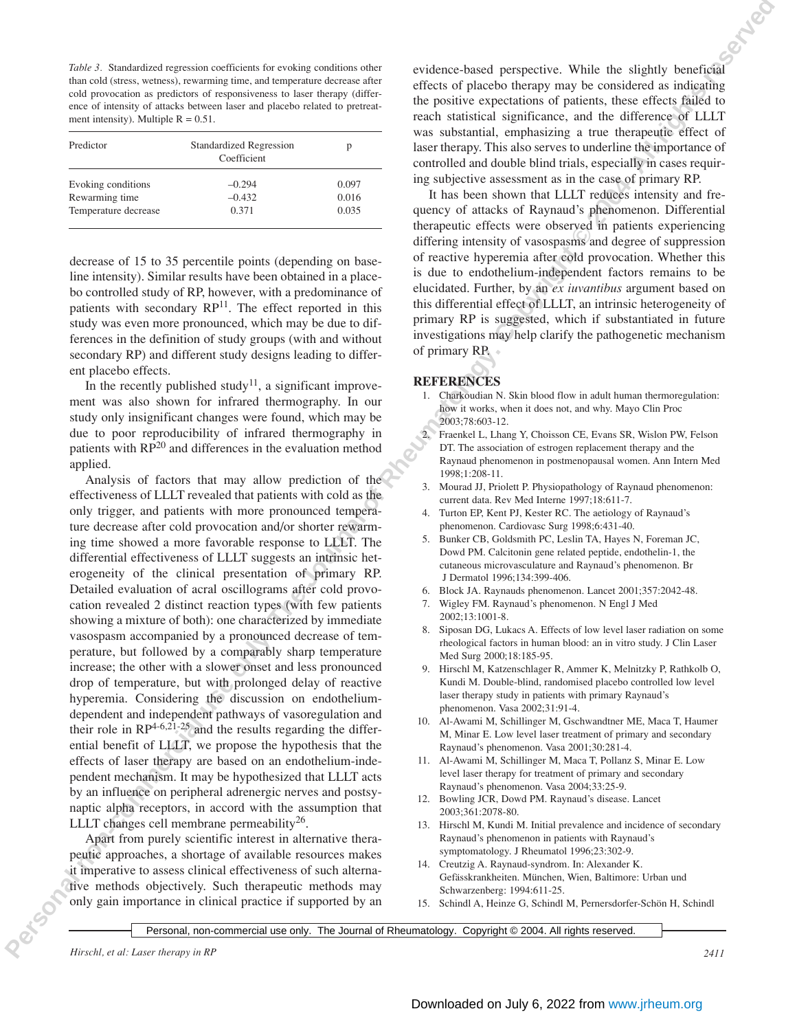*Table 3.* Standardized regression coefficients for evoking conditions other than cold (stress, wetness), rewarming time, and temperature decrease after cold provocation as predictors of responsiveness to laser therapy (difference of intensity of attacks between laser and placebo related to pretreatment intensity). Multiple R = 0.51.

| Predictor | Standardized Regression Coefficient | p |
|---|---|---|
| Evoking conditions | –0.294 | 0.097 |
| Rewarming time | –0.432 | 0.016 |
| Temperature decrease | 0.371 | 0.035 |

decrease of 15 to 35 percentile points (depending on baseline intensity). Similar results have been obtained in a placebo controlled study of RP, however, with a predominance of patients with secondary RP[11]. The effect reported in this study was even more pronounced, which may be due to differences in the definition of study groups (with and without secondary RP) and different study designs leading to different placebo effects.

In the recently published study[11], a significant improvement was also shown for infrared thermography. In our study only insignificant changes were found, which may be due to poor reproducibility of infrared thermography in patients with RP[20] and differences in the evaluation method applied.

Analysis of factors that may allow prediction of the effectiveness of LLLT revealed that patients with cold as the only trigger, and patients with more pronounced temperature decrease after cold provocation and/or shorter rewarming time showed a more favorable response to LLLT. The differential effectiveness of LLLT suggests an intrinsic heterogeneity of the clinical presentation of primary RP. Detailed evaluation of acral oscillograms after cold provocation revealed 2 distinct reaction types (with few patients showing a mixture of both): one characterized by immediate vasospasm accompanied by a pronounced decrease of temperature, but followed by a comparably sharp temperature increase; the other with a slower onset and less pronounced drop of temperature, but with prolonged delay of reactive hyperemia. Considering the discussion on endothelium-dependent and independent pathways of vasoregulation and their role in RP[4-6,21-25] and the results regarding the differential benefit of LLLT, we propose the hypothesis that the effects of laser therapy are based on an endothelium-independent mechanism. It may be hypothesized that LLLT acts by an influence on peripheral adrenergic nerves and postsynaptic alpha receptors, in accord with the assumption that LLLT changes cell membrane permeability[26].

Apart from purely scientific interest in alternative therapeutic approaches, a shortage of available resources makes it imperative to assess clinical effectiveness of such alternative methods objectively. Such therapeutic methods may only gain importance in clinical practice if supported by an evidence-based perspective. While the slightly beneficial effects of placebo therapy may be considered as indicating the positive expectations of patients, these effects failed to reach statistical significance, and the difference of LLLT was substantial, emphasizing a true therapeutic effect of laser therapy. This also serves to underline the importance of controlled and double blind trials, especially in cases requiring subjective assessment as in the case of primary RP.

It has been shown that LLLT reduces intensity and frequency of attacks of Raynaud's phenomenon. Differential therapeutic effects were observed in patients experiencing differing intensity of vasospasms and degree of suppression of reactive hyperemia after cold provocation. Whether this is due to endothelium-independent factors remains to be elucidated. Further, by an *ex iuvantibus* argument based on this differential effect of LLLT, an intrinsic heterogeneity of primary RP is suggested, which if substantiated in future investigations may help clarify the pathogenetic mechanism of primary RP.

## REFERENCES

1. Charkoudian N. Skin blood flow in adult human thermoregulation: how it works, when it does not, and why. Mayo Clin Proc 2003;78:603-12.
2. Fraenkel L, Lhang Y, Choisson CE, Evans SR, Wislon PW, Felson DT. The association of estrogen replacement therapy and the Raynaud phenomenon in postmenopausal women. Ann Intern Med 1998;1:208-11.
3. Mourad JJ, Priolett P. Physiopathology of Raynaud phenomenon: current data. Rev Med Interne 1997;18:611-7.
4. Turton EP, Kent PJ, Kester RC. The aetiology of Raynaud's phenomenon. Cardiovasc Surg 1998;6:431-40.
5. Bunker CB, Goldsmith PC, Leslin TA, Hayes N, Foreman JC, Dowd PM. Calcitonin gene related peptide, endothelin-1, the cutaneous microvasculature and Raynaud's phenomenon. Br J Dermatol 1996;134:399-406.
6. Block JA. Raynauds phenomenon. Lancet 2001;357:2042-48.
7. Wigley FM. Raynaud's phenomenon. N Engl J Med 2002;13:1001-8.
8. Siposan DG, Lukacs A. Effects of low level laser radiation on some rheological factors in human blood: an in vitro study. J Clin Laser Med Surg 2000;18:185-95.
9. Hirschl M, Katzenschlager R, Ammer K, Melnitzky P, Rathkolb O, Kundi M. Double-blind, randomised placebo controlled low level laser therapy study in patients with primary Raynaud's phenomenon. Vasa 2002;31:91-4.
10. Al-Awami M, Schillinger M, Gschwandtner ME, Maca T, Haumer M, Minar E. Low level laser treatment of primary and secondary Raynaud's phenomenon. Vasa 2001;30:281-4.
11. Al-Awami M, Schillinger M, Maca T, Pollanz S, Minar E. Low level laser therapy for treatment of primary and secondary Raynaud's phenomenon. Vasa 2004;33:25-9.
12. Bowling JCR, Dowd PM. Raynaud's disease. Lancet 2003;361:2078-80.
13. Hirschl M, Kundi M. Initial prevalence and incidence of secondary Raynaud's phenomenon in patients with Raynaud's symptomatology. J Rheumatol 1996;23:302-9.
14. Creutzig A. Raynaud-syndrom. In: Alexander K. Gefässkrankheiten. München, Wien, Baltimore: Urban und Schwarzenberg: 1994:611-25.
15. Schindl A, Heinze G, Schindl M, Pernersdorfer-Schön H, Schindl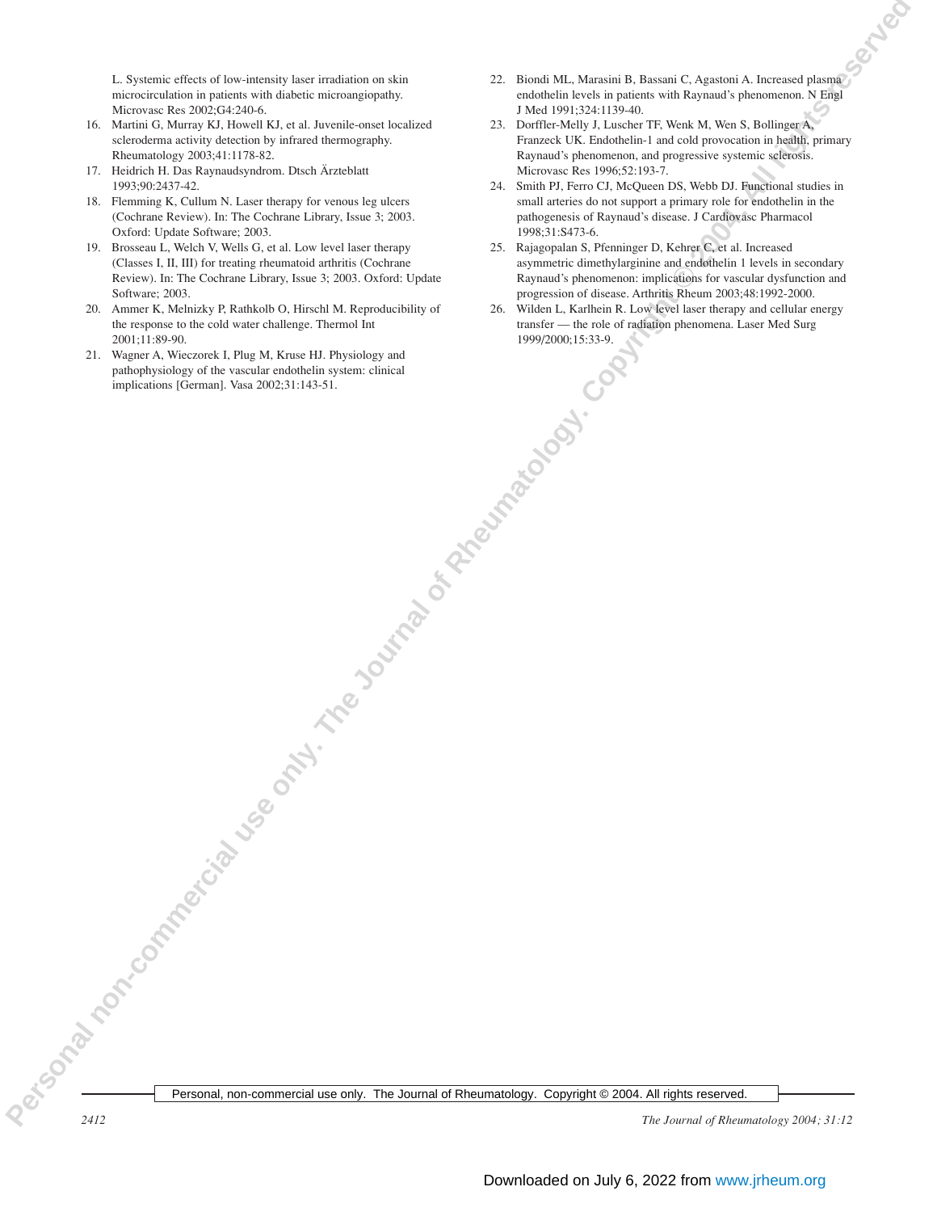L. Systemic effects of low-intensity laser irradiation on skin microcirculation in patients with diabetic microangiopathy. Microvasc Res 2002;G4:240-6.

16. Martini G, Murray KJ, Howell KJ, et al. Juvenile-onset localized scleroderma activity detection by infrared thermography. Rheumatology 2003;41:1178-82.
17. Heidrich H. Das Raynaudsyndrom. Dtsch Ärzteblatt 1993;90:2437-42.
18. Flemming K, Cullum N. Laser therapy for venous leg ulcers (Cochrane Review). In: The Cochrane Library, Issue 3; 2003. Oxford: Update Software; 2003.
19. Brosseau L, Welch V, Wells G, et al. Low level laser therapy (Classes I, II, III) for treating rheumatoid arthritis (Cochrane Review). In: The Cochrane Library, Issue 3; 2003. Oxford: Update Software; 2003.
20. Ammer K, Melnizky P, Rathkolb O, Hirschl M. Reproducibility of the response to the cold water challenge. Thermol Int 2001;11:89-90.
21. Wagner A, Wieczorek I, Plug M, Kruse HJ. Physiology and pathophysiology of the vascular endothelin system: clinical implications [German]. Vasa 2002;31:143-51.
22. Biondi ML, Marasini B, Bassani C, Agastoni A. Increased plasma endothelin levels in patients with Raynaud's phenomenon. N Engl J Med 1991;324:1139-40.
23. Dorffler-Melly J, Luscher TF, Wenk M, Wen S, Bollinger A, Franzeck UK. Endothelin-1 and cold provocation in health, primary Raynaud's phenomenon, and progressive systemic sclerosis. Microvasc Res 1996;52:193-7.
24. Smith PJ, Ferro CJ, McQueen DS, Webb DJ. Functional studies in small arteries do not support a primary role for endothelin in the pathogenesis of Raynaud's disease. J Cardiovasc Pharmacol 1998;31:S473-6.
25. Rajagopalan S, Pfenninger D, Kehrer C, et al. Increased asymmetric dimethylarginine and endothelin 1 levels in secondary Raynaud's phenomenon: implications for vascular dysfunction and progression of disease. Arthritis Rheum 2003;48:1992-2000.
26. Wilden L, Karlhein R. Low level laser therapy and cellular energy transfer — the role of radiation phenomena. Laser Med Surg 1999/2000;15:33-9.